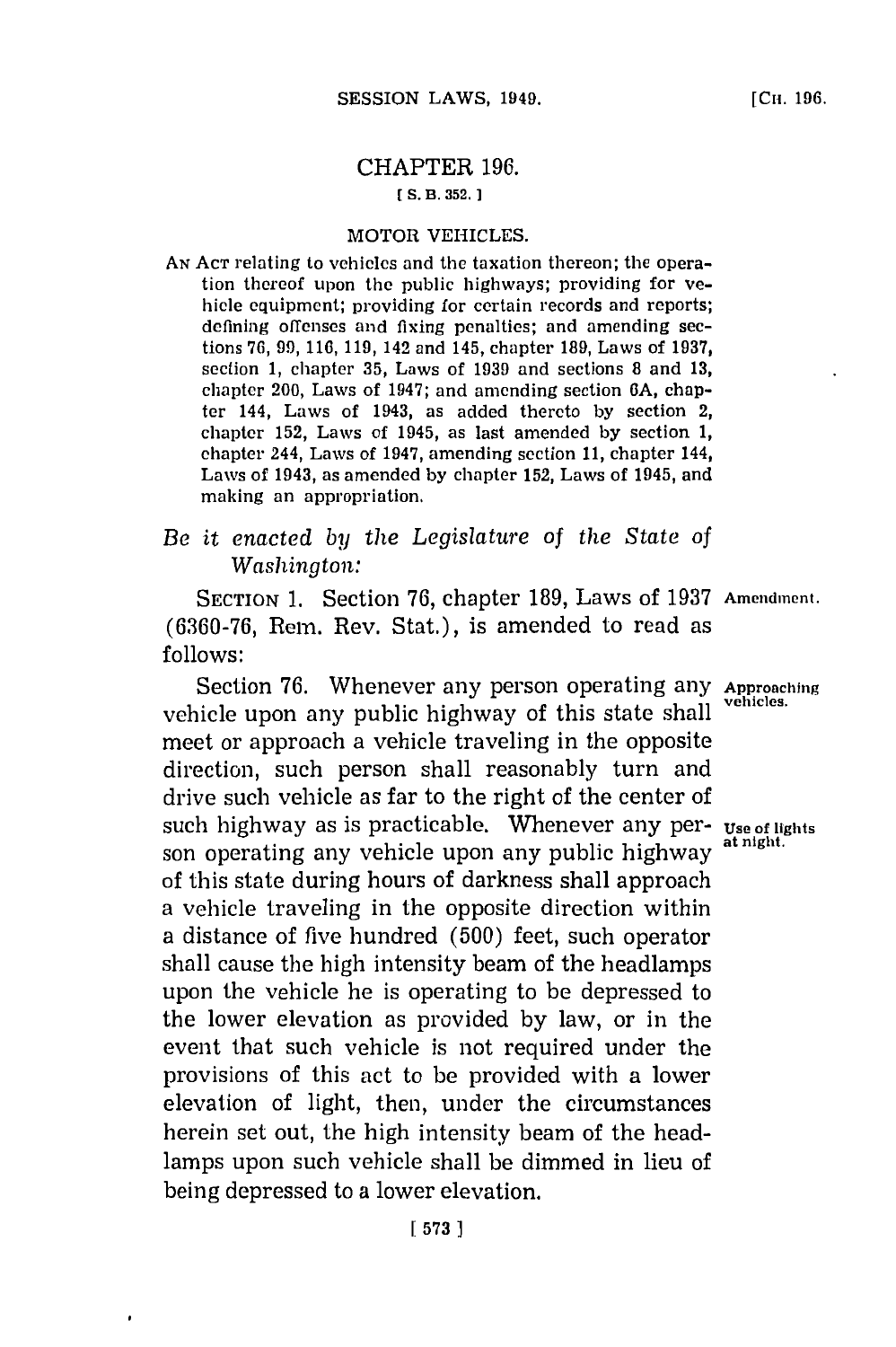# CHAPTER 196.

[ S. B. 352. ]

## MOTOR VEHICLES.

AN ACT relating to vehicles and the taxation thereon; the operation thereof upon the public highways; providing for vehicle equipment; providing for certain records and reports; defining offenses and fixing penalties; and amending sections 76, 99, 116, 119, 142 and 145, chapter 189, Laws of 1937, section 1, chapter 35, Laws of 1939 and sections 8 and 13, chapter 200, Laws of 1947; and amending section 6A, chapter 144, Laws of 1943, as added thereto by section 2, chapter 152, Laws of 1945, as last amended by section 1, chapter 244, Laws of 1947, amending section 11, chapter 144, Laws of 1943, as amended by chapter 152, Laws of 1945, and making an appropriation.

*Be it enacted by the Legislature of the State of Washington:*

SECTION 1. Section 76, chapter 189, Laws of 1937 (6360-76, Rem. Rev. Stat.), is amended to read as follows:

**Amendment.**

Section 76. Whenever any person operating any vehicle upon any public highway of this state shall meet or approach a vehicle traveling in the opposite direction, such person shall reasonably turn and drive such vehicle as far to the right of the center of such highway as is practicable. Whenever any person operating any vehicle upon any public highway of this state during hours of darkness shall approach a vehicle traveling in the opposite direction within a distance of five hundred (500) feet, such operator shall cause the high intensity beam of the headlamps upon the vehicle he is operating to be depressed to the lower elevation as provided by law, or in the event that such vehicle is not required under the provisions of this act to be provided with a lower elevation of light, then, under the circumstances herein set out, the high intensity beam of the headlamps upon such vehicle shall be dimmed in lieu of being depressed to a lower elevation.

**Approaching vehicles.**

**Use of lights at night.**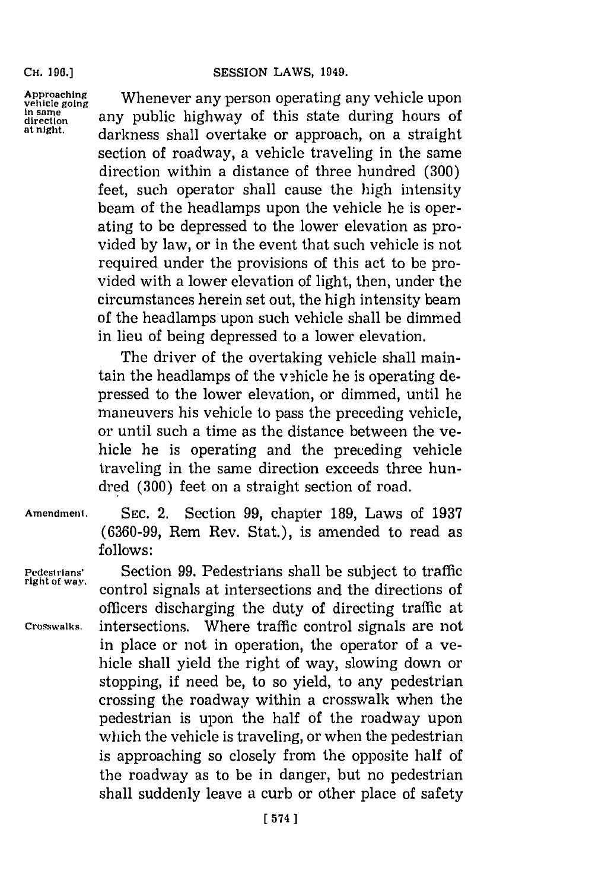**Approaching vehicle going in same direction at night.** Whenever any person operating any vehicle upon any public highway of this state during hours of darkness shall overtake or approach, on a straight section of roadway, a vehicle traveling in the same direction within a distance of three hundred (300) feet, such operator shall cause the high intensity beam of the headlamps upon the vehicle he is operating to be depressed to the lower elevation as provided by law, or in the event that such vehicle is not required under the provisions of this act to be provided with a lower elevation of light, then, under the circumstances herein set out, the high intensity beam of the headlamps upon such vehicle shall be dimmed in lieu of being depressed to a lower elevation.

The driver of the overtaking vehicle shall maintain the headlamps of the vehicle he is operating depressed to the lower elevation, or dimmed, until he maneuvers his vehicle to pass the preceding vehicle, or until such a time as the distance between the vehicle he is operating and the preceding vehicle traveling in the same direction exceeds three hundred (300) feet on a straight section of road.

**Amendment.** SEC. 2. Section 99, chapter 189, Laws of 1937 (6360-99, Rem Rev. Stat.), is amended to read as follows:

**Pedestrians' right of way. Crosswalks.** Section 99. Pedestrians shall be subject to traffic control signals at intersections and the directions of officers discharging the duty of directing traffic at intersections. Where traffic control signals are not in place or not in operation, the operator of a vehicle shall yield the right of way, slowing down or stopping, if need be, to so yield, to any pedestrian crossing the roadway within a crosswalk when the pedestrian is upon the half of the roadway upon which the vehicle is traveling, or when the pedestrian is approaching so closely from the opposite half of the roadway as to be in danger, but no pedestrian shall suddenly leave a curb or other place of safety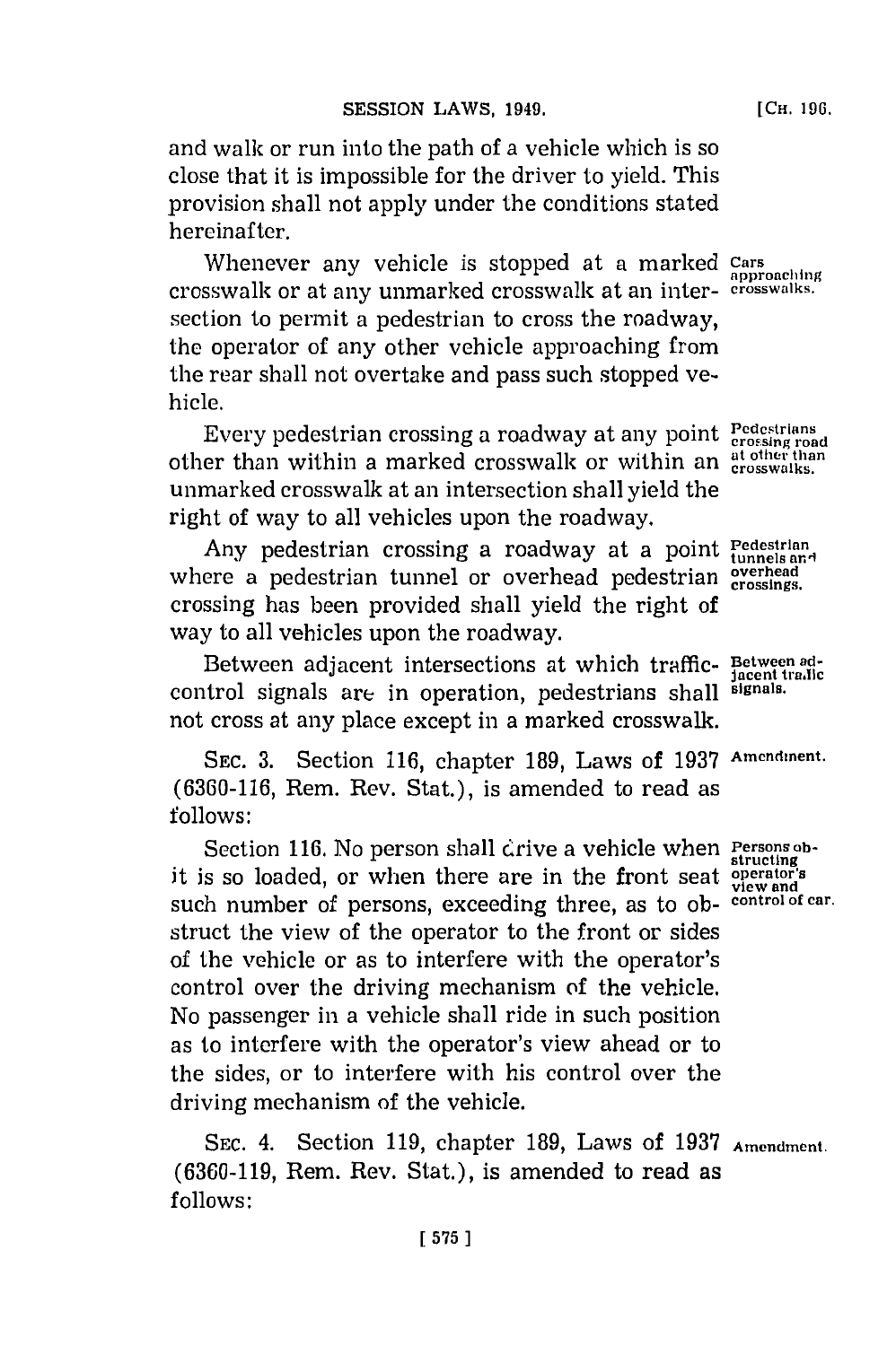and walk or run into the path of a vehicle which is so close that it is impossible for the driver to yield. This provision shall not apply under the conditions stated hereinafter.

Cars approaching crosswalks.

Whenever any vehicle is stopped at a marked crosswalk or at any unmarked crosswalk at an intersection to permit a pedestrian to cross the roadway, the operator of any other vehicle approaching from the rear shall not overtake and pass such stopped vehicle.

Pedestrians crossing road at other than crosswalks.

Every pedestrian crossing a roadway at any point other than within a marked crosswalk or within an unmarked crosswalk at an intersection shall yield the right of way to all vehicles upon the roadway.

Pedestrian tunnels and overhead crossings.

Any pedestrian crossing a roadway at a point where a pedestrian tunnel or overhead pedestrian crossing has been provided shall yield the right of way to all vehicles upon the roadway.

Between adjacent traffic signals.

Between adjacent intersections at which traffic-control signals are in operation, pedestrians shall not cross at any place except in a marked crosswalk.

Amendment.

SEC. 3. Section 116, chapter 189, Laws of 1937 (6360-116, Rem. Rev. Stat.), is amended to read as follows:

Persons obstructing operator's view and control of car.

Section 116. No person shall drive a vehicle when it is so loaded, or when there are in the front seat such number of persons, exceeding three, as to obstruct the view of the operator to the front or sides of the vehicle or as to interfere with the operator's control over the driving mechanism of the vehicle. No passenger in a vehicle shall ride in such position as to interfere with the operator's view ahead or to the sides, or to interfere with his control over the driving mechanism of the vehicle.

Amendment.

SEC. 4. Section 119, chapter 189, Laws of 1937 (6360-119, Rem. Rev. Stat.), is amended to read as follows: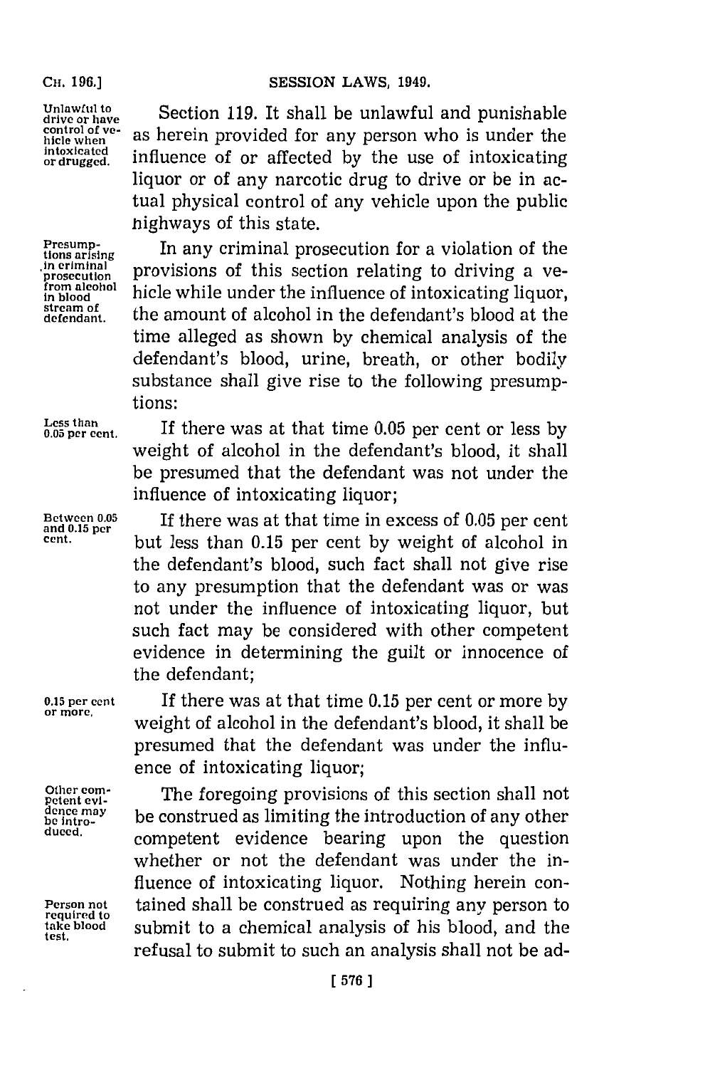Unlawful to drive or have control of vehicle when intoxicated or drugged.

Section 119. It shall be unlawful and punishable as herein provided for any person who is under the influence of or affected by the use of intoxicating liquor or of any narcotic drug to drive or be in actual physical control of any vehicle upon the public highways of this state.

Presumptions arising in criminal prosecution from alcohol in blood stream of defendant.

In any criminal prosecution for a violation of the provisions of this section relating to driving a vehicle while under the influence of intoxicating liquor, the amount of alcohol in the defendant's blood at the time alleged as shown by chemical analysis of the defendant's blood, urine, breath, or other bodily substance shall give rise to the following presumptions:

Less than 0.05 per cent.

If there was at that time 0.05 per cent or less by weight of alcohol in the defendant's blood, it shall be presumed that the defendant was not under the influence of intoxicating liquor;

Between 0.05 and 0.15 per cent.

If there was at that time in excess of 0.05 per cent but less than 0.15 per cent by weight of alcohol in the defendant's blood, such fact shall not give rise to any presumption that the defendant was or was not under the influence of intoxicating liquor, but such fact may be considered with other competent evidence in determining the guilt or innocence of the defendant;

0.15 per cent or more.

If there was at that time 0.15 per cent or more by weight of alcohol in the defendant's blood, it shall be presumed that the defendant was under the influence of intoxicating liquor;

Other competent evidence may be introduced.

The foregoing provisions of this section shall not be construed as limiting the introduction of any other competent evidence bearing upon the question whether or not the defendant was under the influence of intoxicating liquor. Nothing herein contained shall be construed as requiring any person to submit to a chemical analysis of his blood, and the refusal to submit to such an analysis shall not be ad-

Person not required to take blood test.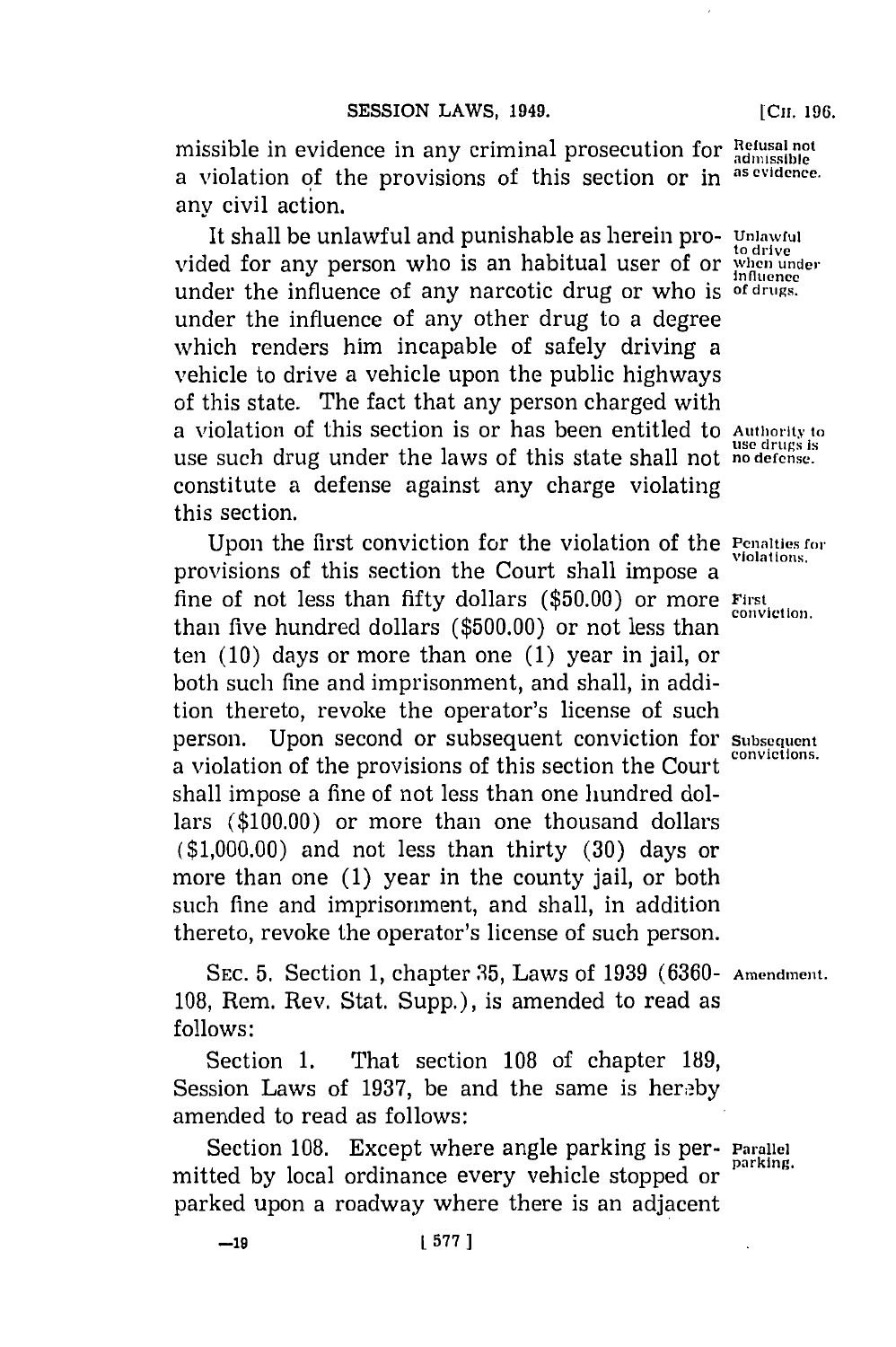missible in evidence in any criminal prosecution for a violation of the provisions of this section or in any civil action.

Refusal not admissible as evidence.

It shall be unlawful and punishable as herein provided for any person who is an habitual user of or under the influence of any narcotic drug or who is under the influence of any other drug to a degree which renders him incapable of safely driving a vehicle to drive a vehicle upon the public highways of this state. The fact that any person charged with a violation of this section is or has been entitled to use such drug under the laws of this state shall not constitute a defense against any charge violating this section.

Unlawful to drive when under influence of drugs.

Authority to use drugs is no defense.

Upon the first conviction for the violation of the provisions of this section the Court shall impose a fine of not less than fifty dollars ($50.00) or more than five hundred dollars ($500.00) or not less than ten (10) days or more than one (1) year in jail, or both such fine and imprisonment, and shall, in addition thereto, revoke the operator's license of such person. Upon second or subsequent conviction for a violation of the provisions of this section the Court shall impose a fine of not less than one hundred dollars ($100.00) or more than one thousand dollars ($1,000.00) and not less than thirty (30) days or more than one (1) year in the county jail, or both such fine and imprisonment, and shall, in addition thereto, revoke the operator's license of such person.

Penalties for violations.

First conviction.

Subsequent convictions.

SEC. 5. Section 1, chapter 35, Laws of 1939 (6360-108, Rem. Rev. Stat. Supp.), is amended to read as follows:

Amendment.

Section 1. That section 108 of chapter 189, Session Laws of 1937, be and the same is hereby amended to read as follows:

Section 108. Except where angle parking is permitted by local ordinance every vehicle stopped or parked upon a roadway where there is an adjacent

Parallel parking.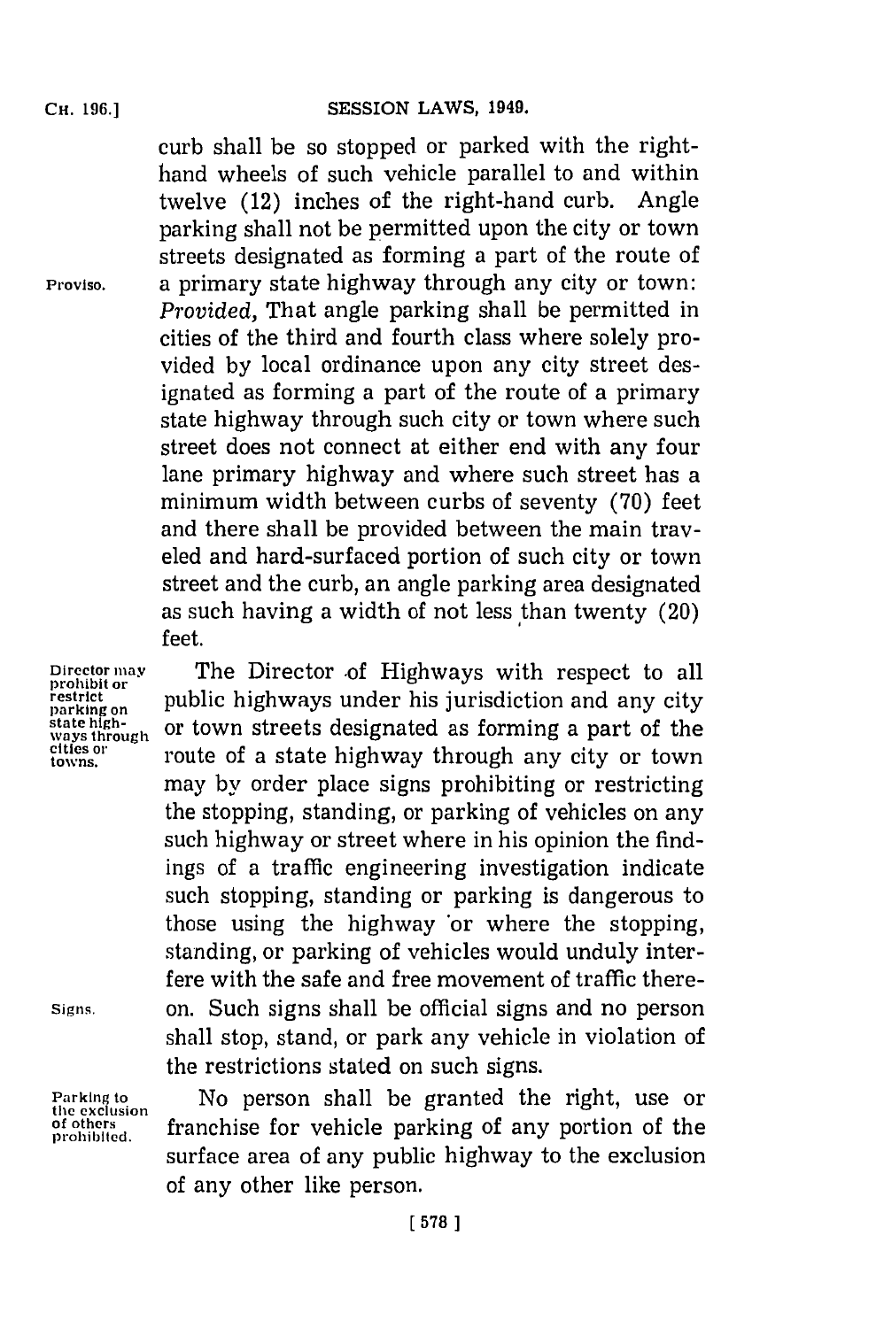curb shall be so stopped or parked with the right-hand wheels of such vehicle parallel to and within twelve (12) inches of the right-hand curb. Angle parking shall not be permitted upon the city or town streets designated as forming a part of the route of a primary state highway through any city or town: *Provided*, That angle parking shall be permitted in cities of the third and fourth class where solely provided by local ordinance upon any city street designated as forming a part of the route of a primary state highway through such city or town where such street does not connect at either end with any four lane primary highway and where such street has a minimum width between curbs of seventy (70) feet and there shall be provided between the main traveled and hard-surfaced portion of such city or town street and the curb, an angle parking area designated as such having a width of not less than twenty (20) feet.

Proviso.

Director may prohibit or restrict parking on state highways through cities or towns.

The Director of Highways with respect to all public highways under his jurisdiction and any city or town streets designated as forming a part of the route of a state highway through any city or town may by order place signs prohibiting or restricting the stopping, standing, or parking of vehicles on any such highway or street where in his opinion the findings of a traffic engineering investigation indicate such stopping, standing or parking is dangerous to those using the highway or where the stopping, standing, or parking of vehicles would unduly interfere with the safe and free movement of traffic thereon. Such signs shall be official signs and no person shall stop, stand, or park any vehicle in violation of the restrictions stated on such signs.

Signs.

Parking to the exclusion of others prohibited.

No person shall be granted the right, use or franchise for vehicle parking of any portion of the surface area of any public highway to the exclusion of any other like person.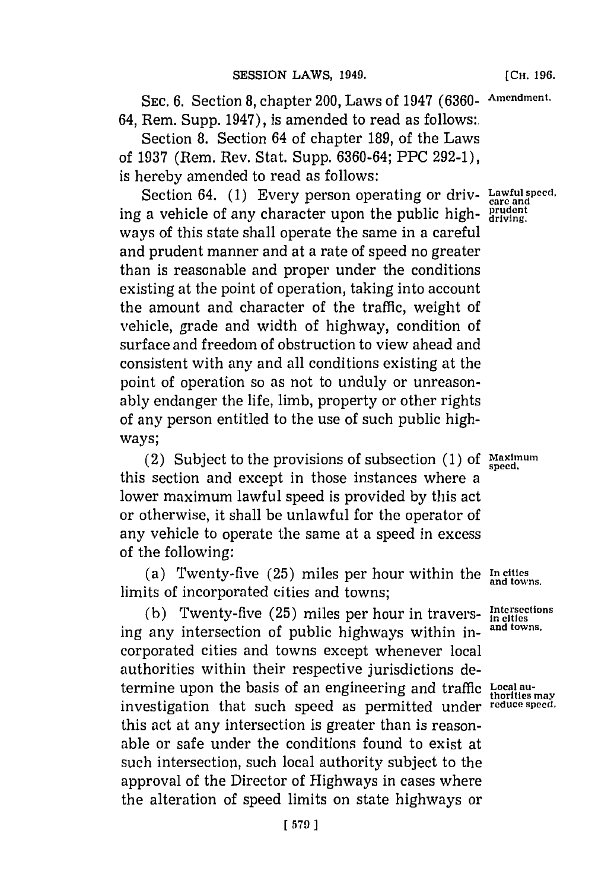SEC. 6. Section 8, chapter 200, Laws of 1947 (6360-64, Rem. Supp. 1947), is amended to read as follows: **Amendment.**

Section 8. Section 64 of chapter 189, of the Laws of 1937 (Rem. Rev. Stat. Supp. 6360-64; PPC 292-1), is hereby amended to read as follows:

Section 64. (1) Every person operating or driving a vehicle of any character upon the public highways of this state shall operate the same in a careful and prudent manner and at a rate of speed no greater than is reasonable and proper under the conditions existing at the point of operation, taking into account the amount and character of the traffic, weight of vehicle, grade and width of highway, condition of surface and freedom of obstruction to view ahead and consistent with any and all conditions existing at the point of operation so as not to unduly or unreasonably endanger the life, limb, property or other rights of any person entitled to the use of such public highways; **Lawful speed, care and prudent driving.**

(2) Subject to the provisions of subsection (1) of this section and except in those instances where a lower maximum lawful speed is provided by this act or otherwise, it shall be unlawful for the operator of any vehicle to operate the same at a speed in excess of the following: **Maximum speed.**

(a) Twenty-five (25) miles per hour within the limits of incorporated cities and towns; **In cities and towns.**

(b) Twenty-five (25) miles per hour in traversing any intersection of public highways within incorporated cities and towns except whenever local authorities within their respective jurisdictions determine upon the basis of an engineering and traffic investigation that such speed as permitted under this act at any intersection is greater than is reasonable or safe under the conditions found to exist at such intersection, such local authority subject to the approval of the Director of Highways in cases where the alteration of speed limits on state highways or **Intersections in cities and towns.** **Local authorities may reduce speed.**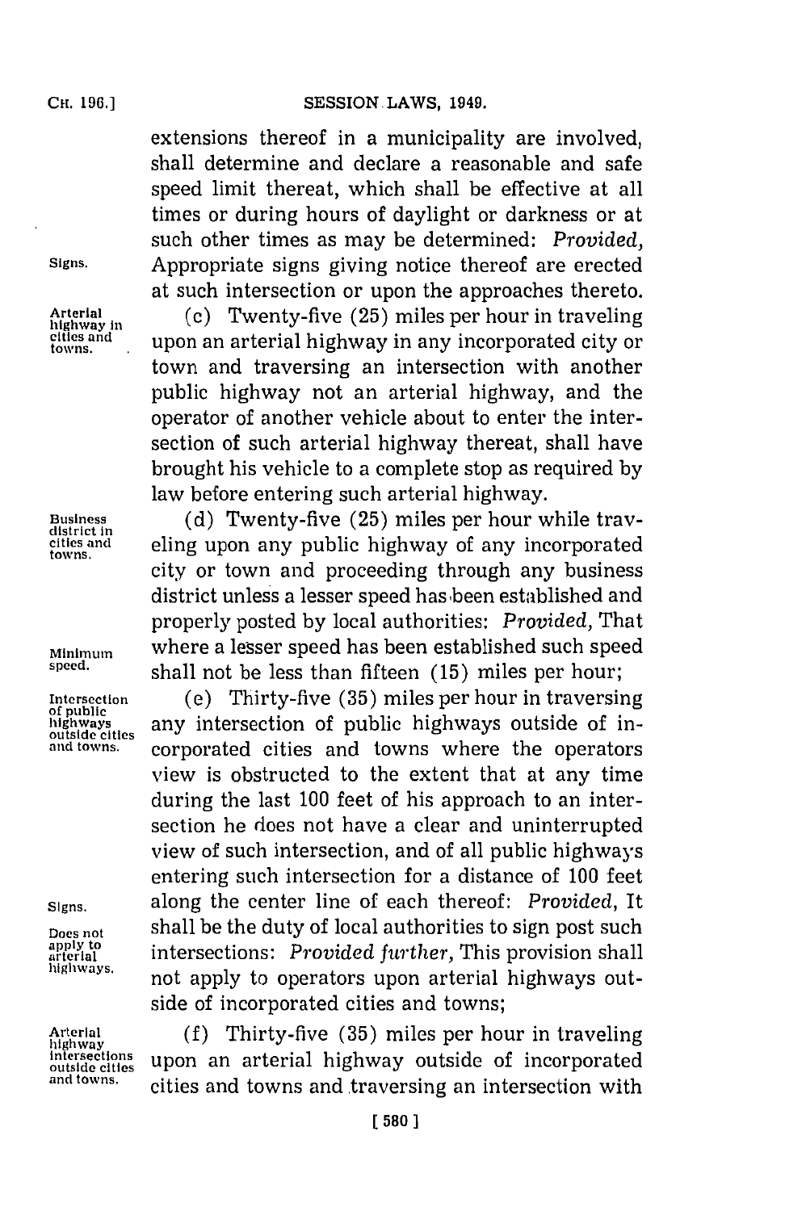extensions thereof in a municipality are involved, shall determine and declare a reasonable and safe speed limit thereat, which shall be effective at all times or during hours of daylight or darkness or at such other times as may be determined: *Provided,* Appropriate signs giving notice thereof are erected at such intersection or upon the approaches thereto.

Signs.

Arterial highway in cities and towns.

(c) Twenty-five (25) miles per hour in traveling upon an arterial highway in any incorporated city or town and traversing an intersection with another public highway not an arterial highway, and the operator of another vehicle about to enter the intersection of such arterial highway thereat, shall have brought his vehicle to a complete stop as required by law before entering such arterial highway.

Business district in cities and towns.

(d) Twenty-five (25) miles per hour while traveling upon any public highway of any incorporated city or town and proceeding through any business district unless a lesser speed has been established and properly posted by local authorities: *Provided,* That where a lesser speed has been established such speed shall not be less than fifteen (15) miles per hour;

Minimum speed.

Intersection of public highways outside cities and towns.

(e) Thirty-five (35) miles per hour in traversing any intersection of public highways outside of incorporated cities and towns where the operators view is obstructed to the extent that at any time during the last 100 feet of his approach to an intersection he does not have a clear and uninterrupted view of such intersection, and of all public highways entering such intersection for a distance of 100 feet along the center line of each thereof: *Provided,* It shall be the duty of local authorities to sign post such intersections: *Provided further,* This provision shall not apply to operators upon arterial highways outside of incorporated cities and towns;

Signs.

Does not apply to arterial highways.

Arterial highway intersections outside cities and towns.

(f) Thirty-five (35) miles per hour in traveling upon an arterial highway outside of incorporated cities and towns and traversing an intersection with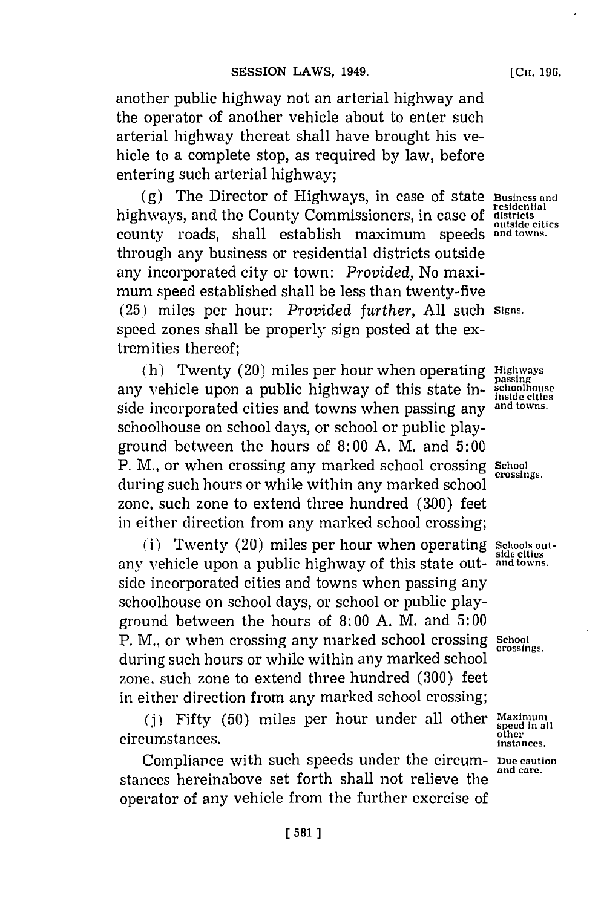another public highway not an arterial highway and the operator of another vehicle about to enter such arterial highway thereat shall have brought his vehicle to a complete stop, as required by law, before entering such arterial highway;

(g) The Director of Highways, in case of state highways, and the County Commissioners, in case of county roads, shall establish maximum speeds through any business or residential districts outside any incorporated city or town: *Provided,* No maximum speed established shall be less than twenty-five (25) miles per hour: *Provided further,* All such speed zones shall be properly sign posted at the extremities thereof;

Business and residential districts outside cities and towns.

Signs.

(h) Twenty (20) miles per hour when operating any vehicle upon a public highway of this state inside incorporated cities and towns when passing any schoolhouse on school days, or school or public playground between the hours of 8:00 A. M. and 5:00 P. M., or when crossing any marked school crossing during such hours or while within any marked school zone, such zone to extend three hundred (300) feet in either direction from any marked school crossing;

Highways passing schoolhouse inside cities and towns.

School crossings.

(i) Twenty (20) miles per hour when operating any vehicle upon a public highway of this state outside incorporated cities and towns when passing any schoolhouse on school days, or school or public playground between the hours of 8:00 A. M. and 5:00 P. M., or when crossing any marked school crossing during such hours or while within any marked school zone, such zone to extend three hundred (300) feet in either direction from any marked school crossing;

Schools outside cities and towns.

School crossings.

(j) Fifty (50) miles per hour under all other circumstances.

Maximum speed in all other instances.

Compliance with such speeds under the circumstances hereinabove set forth shall not relieve the operator of any vehicle from the further exercise of

Due caution and care.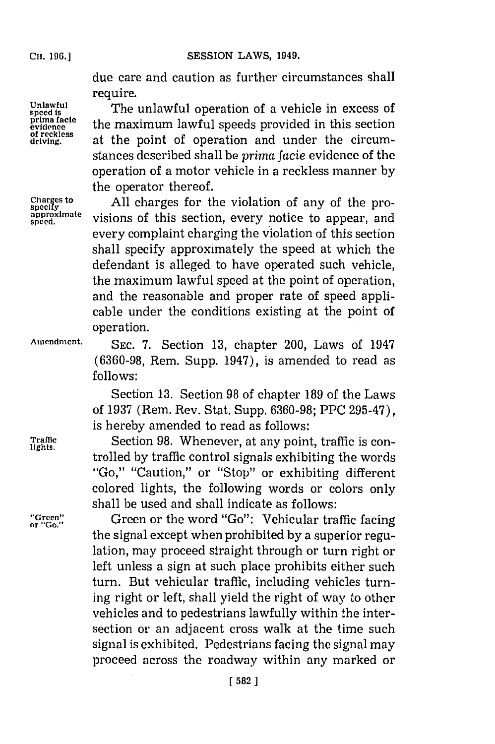due care and caution as further circumstances shall require.

Unlawful speed is prima facie evidence of reckless driving.

The unlawful operation of a vehicle in excess of the maximum lawful speeds provided in this section at the point of operation and under the circumstances described shall be *prima facie* evidence of the operation of a motor vehicle in a reckless manner by the operator thereof.

Charges to specify approximate speed.

All charges for the violation of any of the provisions of this section, every notice to appear, and every complaint charging the violation of this section shall specify approximately the speed at which the defendant is alleged to have operated such vehicle, the maximum lawful speed at the point of operation, and the reasonable and proper rate of speed applicable under the conditions existing at the point of operation.

Amendment.

SEC. 7. Section 13, chapter 200, Laws of 1947 (6360-98, Rem. Supp. 1947), is amended to read as follows:

Section 13. Section 98 of chapter 189 of the Laws of 1937 (Rem. Rev. Stat. Supp. 6360-98; PPC 295-47), is hereby amended to read as follows:

Traffic lights.

Section 98. Whenever, at any point, traffic is controlled by traffic control signals exhibiting the words "Go," "Caution," or "Stop" or exhibiting different colored lights, the following words or colors only shall be used and shall indicate as follows:

"Green" or "Go."

Green or the word "Go": Vehicular traffic facing the signal except when prohibited by a superior regulation, may proceed straight through or turn right or left unless a sign at such place prohibits either such turn. But vehicular traffic, including vehicles turning right or left, shall yield the right of way to other vehicles and to pedestrians lawfully within the intersection or an adjacent cross walk at the time such signal is exhibited. Pedestrians facing the signal may proceed across the roadway within any marked or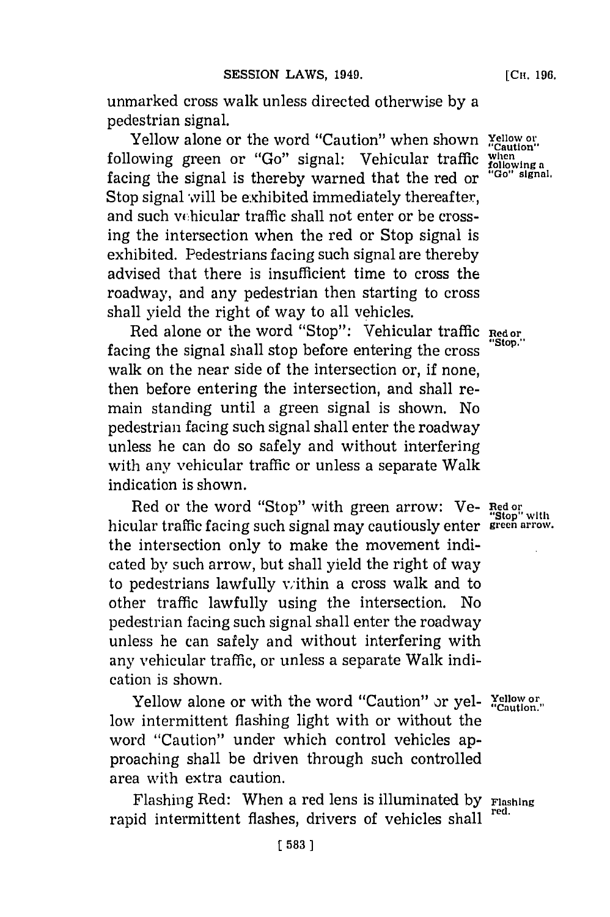unmarked cross walk unless directed otherwise by a pedestrian signal.

Yellow alone or the word "Caution" when shown following green or "Go" signal: Vehicular traffic facing the signal is thereby warned that the red or Stop signal will be exhibited immediately thereafter, and such vehicular traffic shall not enter or be crossing the intersection when the red or Stop signal is exhibited. Pedestrians facing such signal are thereby advised that there is insufficient time to cross the roadway, and any pedestrian then starting to cross shall yield the right of way to all vehicles.

*Yellow or "Caution" when following a "Go" signal.*

Red alone or the word "Stop": Vehicular traffic facing the signal shall stop before entering the cross walk on the near side of the intersection or, if none, then before entering the intersection, and shall remain standing until a green signal is shown. No pedestrian facing such signal shall enter the roadway unless he can do so safely and without interfering with any vehicular traffic or unless a separate Walk indication is shown.

*Red or "Stop."*

Red or the word "Stop" with green arrow: Vehicular traffic facing such signal may cautiously enter the intersection only to make the movement indicated by such arrow, but shall yield the right of way to pedestrians lawfully within a cross walk and to other traffic lawfully using the intersection. No pedestrian facing such signal shall enter the roadway unless he can safely and without interfering with any vehicular traffic, or unless a separate Walk indication is shown.

*Red or "Stop" with green arrow.*

Yellow alone or with the word "Caution" or yellow intermittent flashing light with or without the word "Caution" under which control vehicles approaching shall be driven through such controlled area with extra caution.

*Yellow or "Caution."*

Flashing Red: When a red lens is illuminated by rapid intermittent flashes, drivers of vehicles shall

*Flashing red.*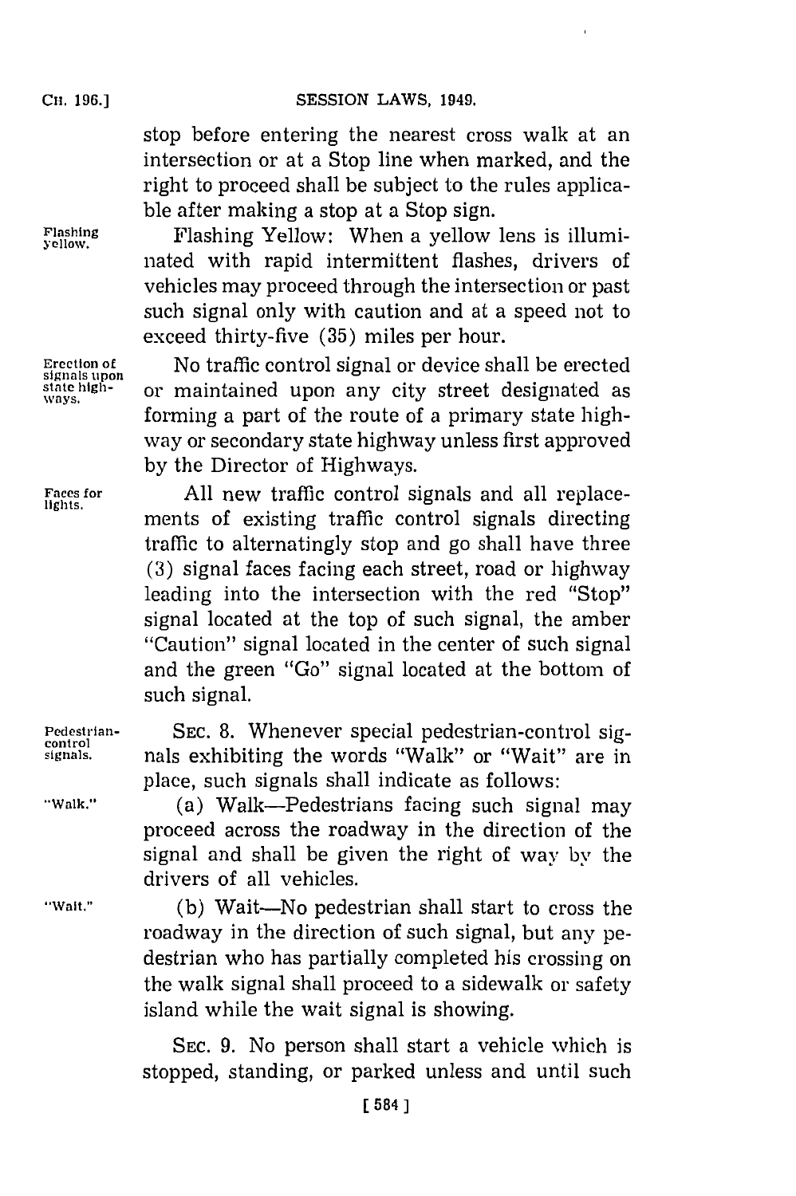stop before entering the nearest cross walk at an intersection or at a Stop line when marked, and the right to proceed shall be subject to the rules applicable after making a stop at a Stop sign.

Flashing yellow.

Flashing Yellow: When a yellow lens is illuminated with rapid intermittent flashes, drivers of vehicles may proceed through the intersection or past such signal only with caution and at a speed not to exceed thirty-five (35) miles per hour.

Erection of signals upon state highways.

No traffic control signal or device shall be erected or maintained upon any city street designated as forming a part of the route of a primary state highway or secondary state highway unless first approved by the Director of Highways.

Faces for lights.

All new traffic control signals and all replacements of existing traffic control signals directing traffic to alternatingly stop and go shall have three (3) signal faces facing each street, road or highway leading into the intersection with the red "Stop" signal located at the top of such signal, the amber "Caution" signal located in the center of such signal and the green "Go" signal located at the bottom of such signal.

Pedestrian-control signals.

SEC. 8. Whenever special pedestrian-control signals exhibiting the words "Walk" or "Wait" are in place, such signals shall indicate as follows:

"Walk."

(a) Walk—Pedestrians facing such signal may proceed across the roadway in the direction of the signal and shall be given the right of way by the drivers of all vehicles.

"Wait."

(b) Wait—No pedestrian shall start to cross the roadway in the direction of such signal, but any pedestrian who has partially completed his crossing on the walk signal shall proceed to a sidewalk or safety island while the wait signal is showing.

SEC. 9. No person shall start a vehicle which is stopped, standing, or parked unless and until such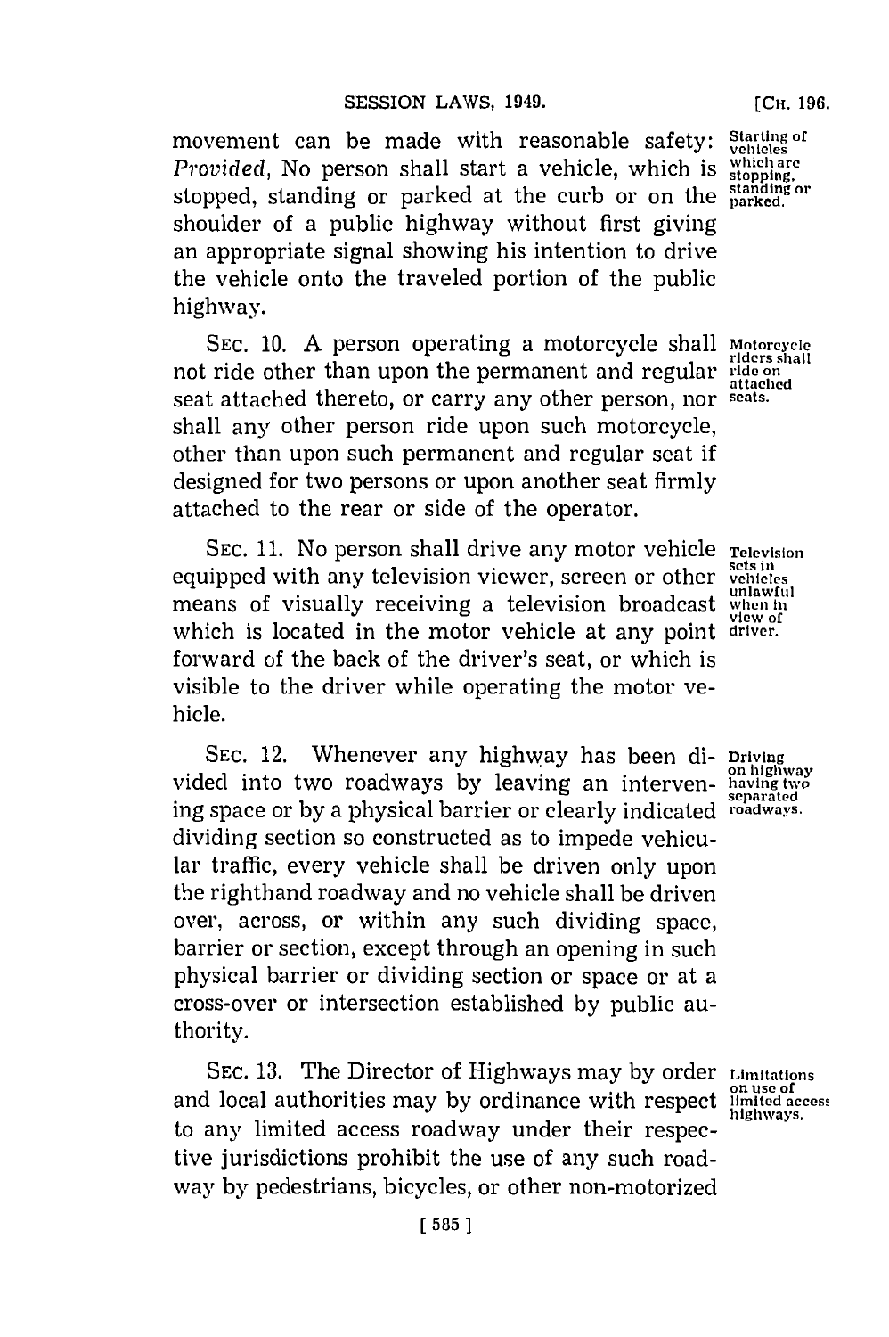movement can be made with reasonable safety: *Provided*, No person shall start a vehicle, which is stopped, standing or parked at the curb or on the shoulder of a public highway without first giving an appropriate signal showing his intention to drive the vehicle onto the traveled portion of the public highway.

Starting of vehicles which are stopping, standing or parked.

SEC. 10. A person operating a motorcycle shall not ride other than upon the permanent and regular seat attached thereto, or carry any other person, nor shall any other person ride upon such motorcycle, other than upon such permanent and regular seat if designed for two persons or upon another seat firmly attached to the rear or side of the operator.

Motorcycle riders shall ride on attached seats.

SEC. 11. No person shall drive any motor vehicle equipped with any television viewer, screen or other means of visually receiving a television broadcast which is located in the motor vehicle at any point forward of the back of the driver's seat, or which is visible to the driver while operating the motor vehicle.

Television sets in vehicles unlawful when in view of driver.

SEC. 12. Whenever any highway has been divided into two roadways by leaving an intervening space or by a physical barrier or clearly indicated dividing section so constructed as to impede vehicular traffic, every vehicle shall be driven only upon the righthand roadway and no vehicle shall be driven over, across, or within any such dividing space, barrier or section, except through an opening in such physical barrier or dividing section or space or at a cross-over or intersection established by public authority.

Driving on highway having two separated roadways.

SEC. 13. The Director of Highways may by order and local authorities may by ordinance with respect to any limited access roadway under their respective jurisdictions prohibit the use of any such roadway by pedestrians, bicycles, or other non-motorized

Limitations on use of limited access highways.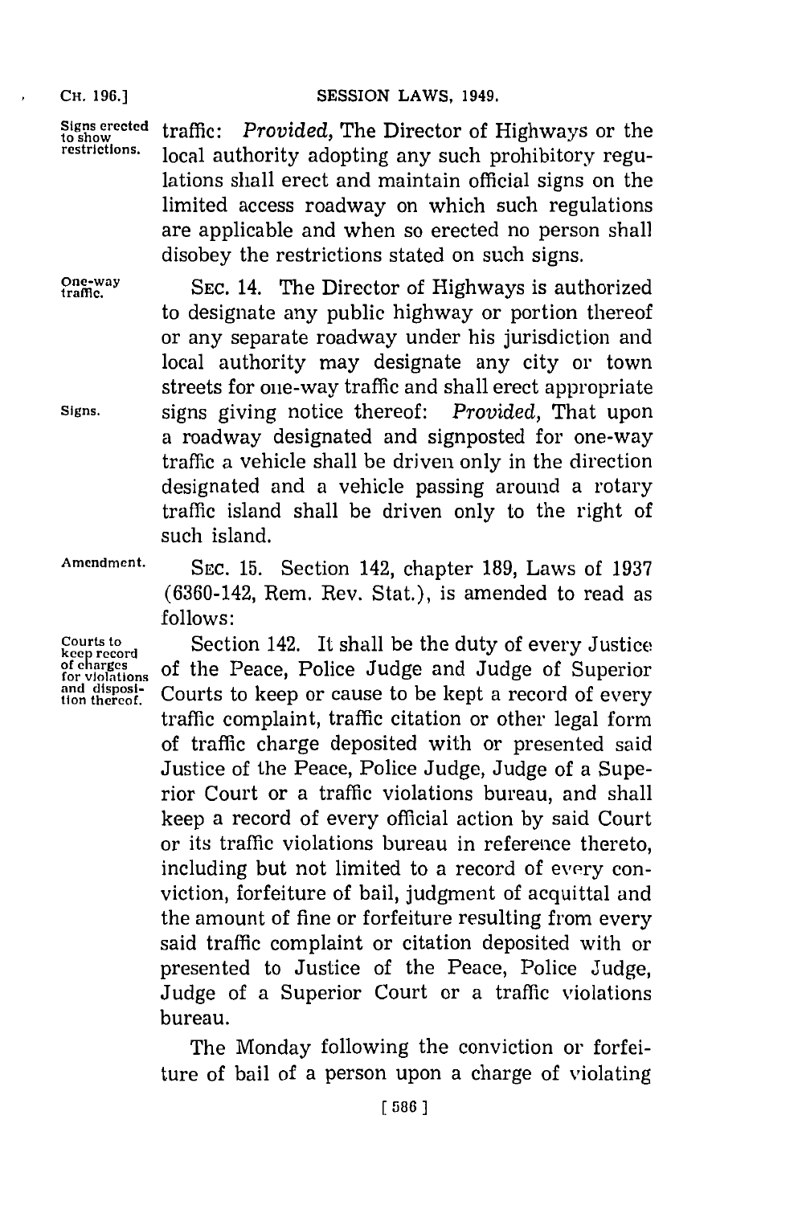traffic: *Provided,* The Director of Highways or the local authority adopting any such prohibitory regulations shall erect and maintain official signs on the limited access roadway on which such regulations are applicable and when so erected no person shall disobey the restrictions stated on such signs.

Signs erected to show restrictions.

One-way traffic.

SEC. 14. The Director of Highways is authorized to designate any public highway or portion thereof or any separate roadway under his jurisdiction and local authority may designate any city or town streets for one-way traffic and shall erect appropriate signs giving notice thereof: *Provided,* That upon a roadway designated and signposted for one-way traffic a vehicle shall be driven only in the direction designated and a vehicle passing around a rotary traffic island shall be driven only to the right of such island.

Signs.

Amendment.

SEC. 15. Section 142, chapter 189, Laws of 1937 (6360-142, Rem. Rev. Stat.), is amended to read as follows:

Courts to keep record of charges for violations and disposition thereof.

Section 142. It shall be the duty of every Justice of the Peace, Police Judge and Judge of Superior Courts to keep or cause to be kept a record of every traffic complaint, traffic citation or other legal form of traffic charge deposited with or presented said Justice of the Peace, Police Judge, Judge of a Superior Court or a traffic violations bureau, and shall keep a record of every official action by said Court or its traffic violations bureau in reference thereto, including but not limited to a record of every conviction, forfeiture of bail, judgment of acquittal and the amount of fine or forfeiture resulting from every said traffic complaint or citation deposited with or presented to Justice of the Peace, Police Judge, Judge of a Superior Court or a traffic violations bureau.

The Monday following the conviction or forfeiture of bail of a person upon a charge of violating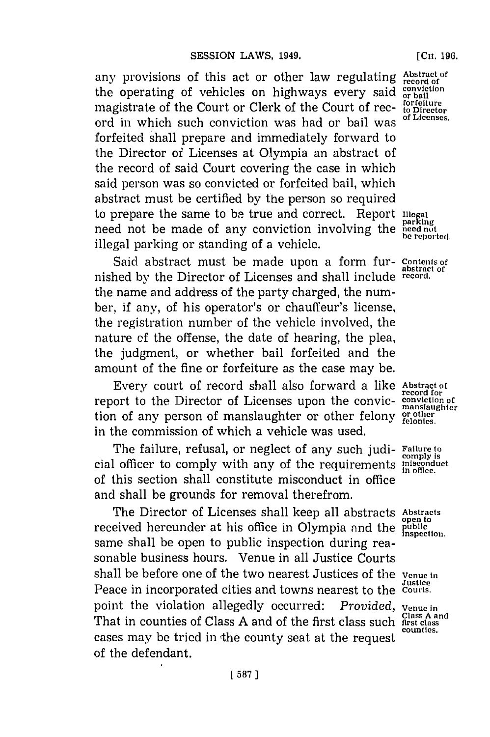any provisions of this act or other law regulating the operating of vehicles on highways every said magistrate of the Court or Clerk of the Court of record in which such conviction was had or bail was forfeited shall prepare and immediately forward to the Director of Licenses at Olympia an abstract of the record of said Court covering the case in which said person was so convicted or forfeited bail, which abstract must be certified by the person so required to prepare the same to be true and correct. Report need not be made of any conviction involving the illegal parking or standing of a vehicle.

*Abstract of record of conviction or bail forfeiture to Director of Licenses.*

*Illegal parking need not be reported.*

Said abstract must be made upon a form furnished by the Director of Licenses and shall include the name and address of the party charged, the number, if any, of his operator's or chauffeur's license, the registration number of the vehicle involved, the nature of the offense, the date of hearing, the plea, the judgment, or whether bail forfeited and the amount of the fine or forfeiture as the case may be.

*Contents of abstract of record.*

Every court of record shall also forward a like report to the Director of Licenses upon the conviction of any person of manslaughter or other felony in the commission of which a vehicle was used.

*Abstract of record for conviction of manslaughter or other felonies.*

The failure, refusal, or neglect of any such judicial officer to comply with any of the requirements of this section shall constitute misconduct in office and shall be grounds for removal therefrom.

*Failure to comply is misconduct in office.*

The Director of Licenses shall keep all abstracts received hereunder at his office in Olympia and the same shall be open to public inspection during reasonable business hours. Venue in all Justice Courts shall be before one of the two nearest Justices of the Peace in incorporated cities and towns nearest to the point the violation allegedly occurred: *Provided*, That in counties of Class A and of the first class such cases may be tried in the county seat at the request of the defendant.

*Abstracts open to public inspection.*

*Venue in Justice Courts.*

*Venue in Class A and first class counties.*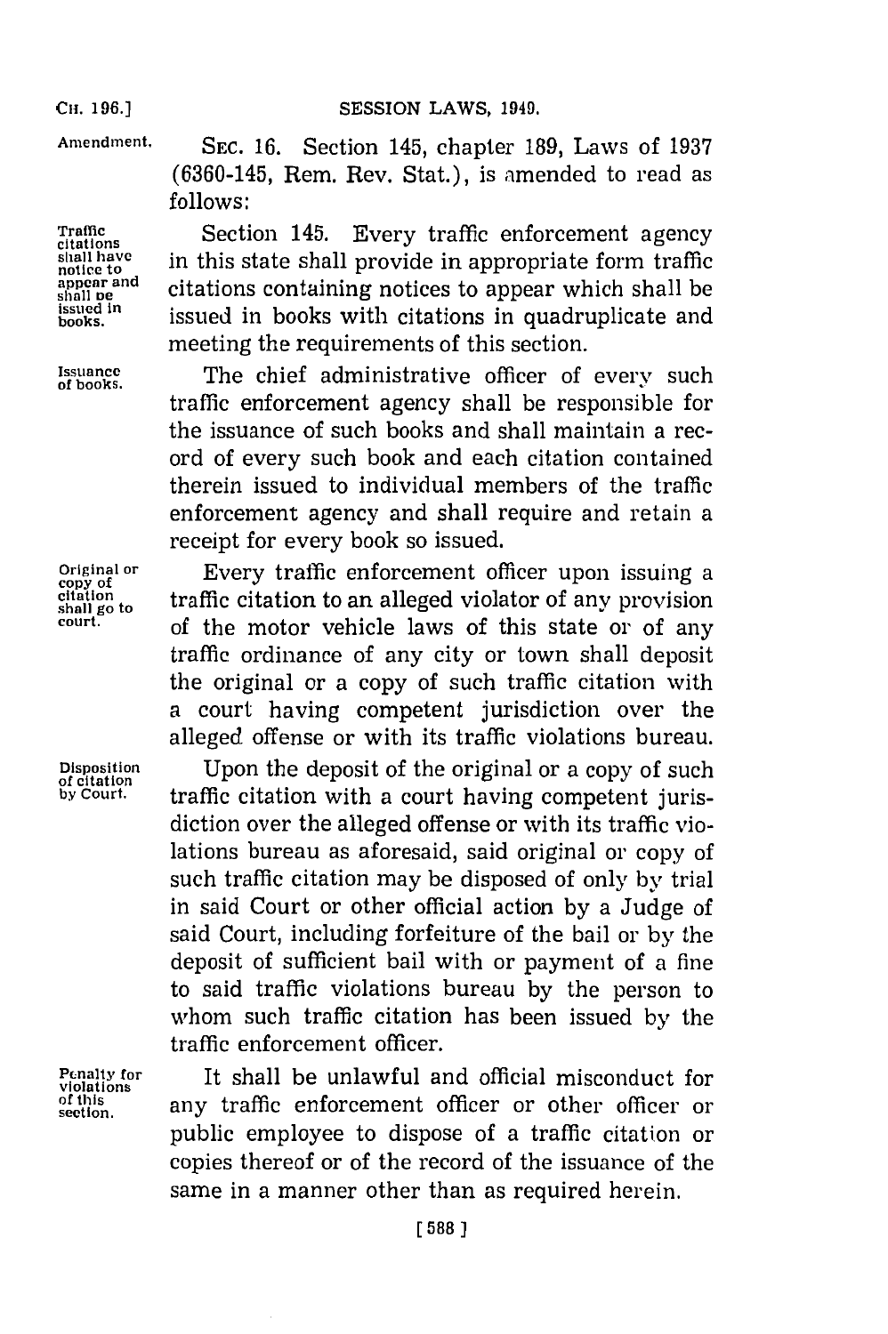Amendment.

SEC. 16. Section 145, chapter 189, Laws of 1937 (6360-145, Rem. Rev. Stat.), is amended to read as follows:

Traffic citations shall have notice to appear and shall be issued in books.

Section 145. Every traffic enforcement agency in this state shall provide in appropriate form traffic citations containing notices to appear which shall be issued in books with citations in quadruplicate and meeting the requirements of this section.

Issuance of books.

The chief administrative officer of every such traffic enforcement agency shall be responsible for the issuance of such books and shall maintain a record of every such book and each citation contained therein issued to individual members of the traffic enforcement agency and shall require and retain a receipt for every book so issued.

Original or copy of citation shall go to court.

Every traffic enforcement officer upon issuing a traffic citation to an alleged violator of any provision of the motor vehicle laws of this state or of any traffic ordinance of any city or town shall deposit the original or a copy of such traffic citation with a court having competent jurisdiction over the alleged offense or with its traffic violations bureau.

Disposition of citation by Court.

Upon the deposit of the original or a copy of such traffic citation with a court having competent jurisdiction over the alleged offense or with its traffic violations bureau as aforesaid, said original or copy of such traffic citation may be disposed of only by trial in said Court or other official action by a Judge of said Court, including forfeiture of the bail or by the deposit of sufficient bail with or payment of a fine to said traffic violations bureau by the person to whom such traffic citation has been issued by the traffic enforcement officer.

Penalty for violations of this section.

It shall be unlawful and official misconduct for any traffic enforcement officer or other officer or public employee to dispose of a traffic citation or copies thereof or of the record of the issuance of the same in a manner other than as required herein.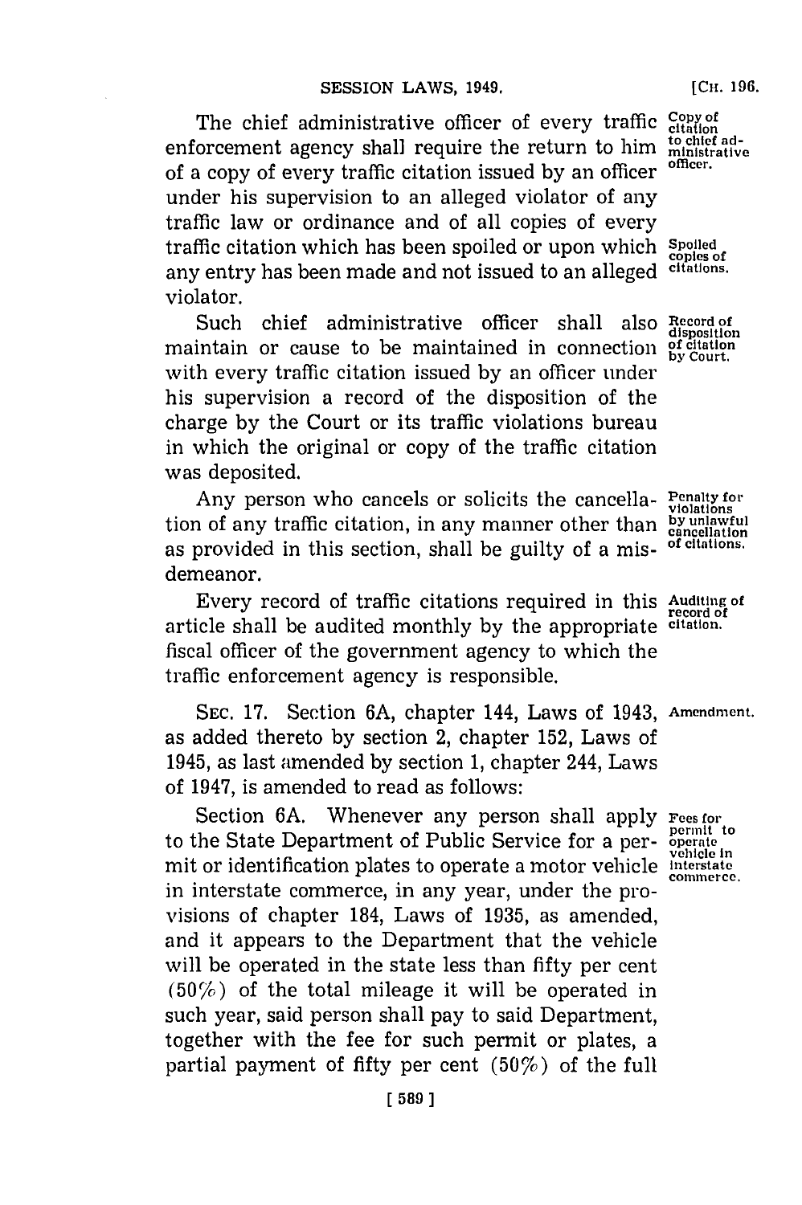The chief administrative officer of every traffic enforcement agency shall require the return to him of a copy of every traffic citation issued by an officer under his supervision to an alleged violator of any traffic law or ordinance and of all copies of every traffic citation which has been spoiled or upon which any entry has been made and not issued to an alleged violator.

Copy of citation to chief administrative officer.

Spoiled copies of citations.

Such chief administrative officer shall also maintain or cause to be maintained in connection with every traffic citation issued by an officer under his supervision a record of the disposition of the charge by the Court or its traffic violations bureau in which the original or copy of the traffic citation was deposited.

Record of disposition of citation by Court.

Any person who cancels or solicits the cancellation of any traffic citation, in any manner other than as provided in this section, shall be guilty of a misdemeanor.

Penalty for violations by unlawful cancellation of citations.

Every record of traffic citations required in this article shall be audited monthly by the appropriate fiscal officer of the government agency to which the traffic enforcement agency is responsible.

Auditing of record of citation.

SEC. 17. Section 6A, chapter 144, Laws of 1943, as added thereto by section 2, chapter 152, Laws of 1945, as last amended by section 1, chapter 244, Laws of 1947, is amended to read as follows:

Amendment.

Section 6A. Whenever any person shall apply to the State Department of Public Service for a permit or identification plates to operate a motor vehicle in interstate commerce, in any year, under the provisions of chapter 184, Laws of 1935, as amended, and it appears to the Department that the vehicle will be operated in the state less than fifty per cent (50%) of the total mileage it will be operated in such year, said person shall pay to said Department, together with the fee for such permit or plates, a partial payment of fifty per cent (50%) of the full

Fees for permit to operate vehicle in interstate commerce.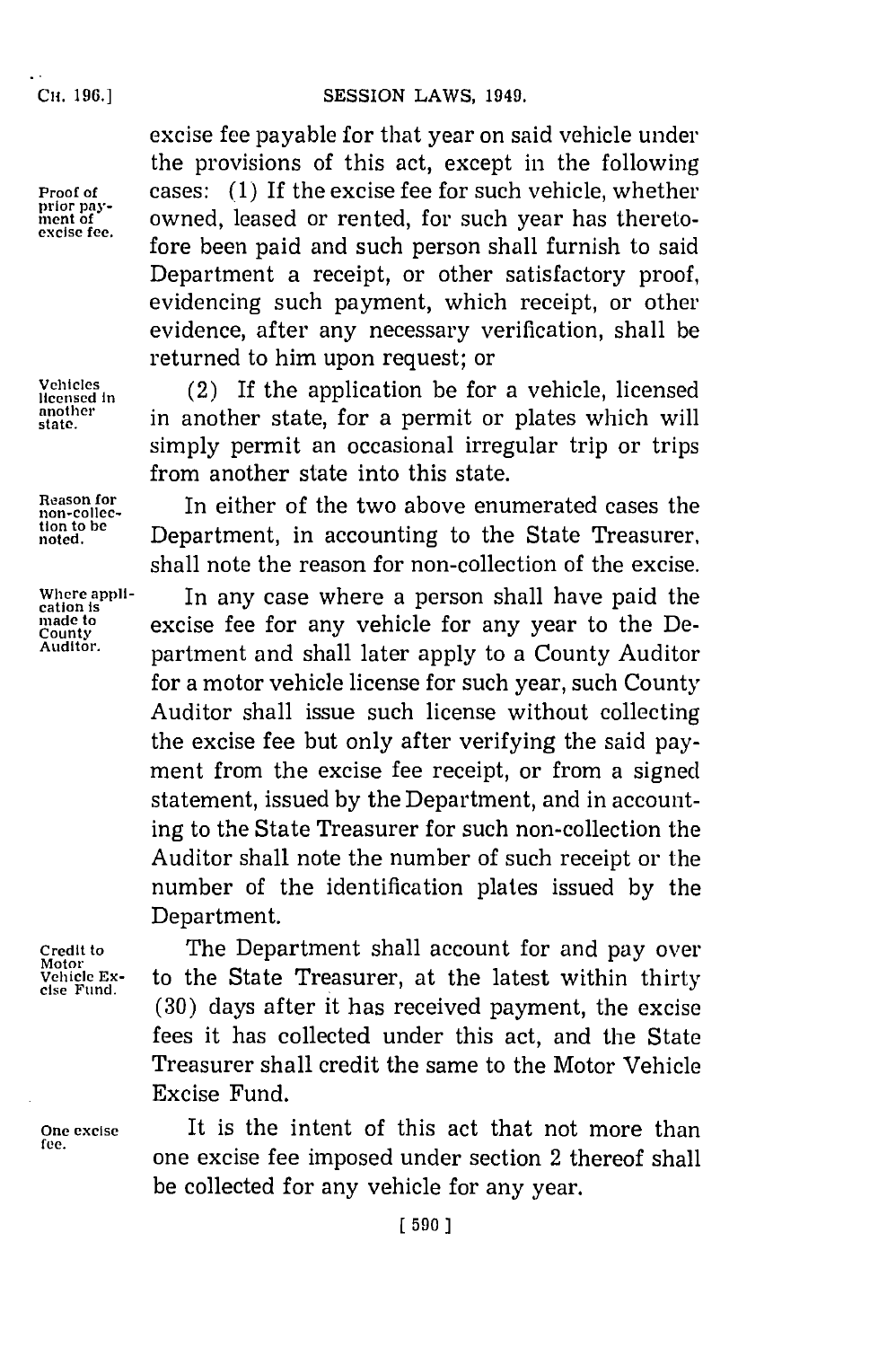excise fee payable for that year on said vehicle under the provisions of this act, except in the following cases: (1) If the excise fee for such vehicle, whether owned, leased or rented, for such year has theretofore been paid and such person shall furnish to said Department a receipt, or other satisfactory proof, evidencing such payment, which receipt, or other evidence, after any necessary verification, shall be returned to him upon request; or

*Proof of prior payment of excise fee.*

(2) If the application be for a vehicle, licensed in another state, for a permit or plates which will simply permit an occasional irregular trip or trips from another state into this state.

*Vehicles licensed in another state.*

In either of the two above enumerated cases the Department, in accounting to the State Treasurer, shall note the reason for non-collection of the excise.

*Reason for non-collection to be noted.*

In any case where a person shall have paid the excise fee for any vehicle for any year to the Department and shall later apply to a County Auditor for a motor vehicle license for such year, such County Auditor shall issue such license without collecting the excise fee but only after verifying the said payment from the excise fee receipt, or from a signed statement, issued by the Department, and in accounting to the State Treasurer for such non-collection the Auditor shall note the number of such receipt or the number of the identification plates issued by the Department.

*Where application is made to County Auditor.*

The Department shall account for and pay over to the State Treasurer, at the latest within thirty (30) days after it has received payment, the excise fees it has collected under this act, and the State Treasurer shall credit the same to the Motor Vehicle Excise Fund.

*Credit to Motor Vehicle Excise Fund.*

It is the intent of this act that not more than one excise fee imposed under section 2 thereof shall be collected for any vehicle for any year.

*One excise fee.*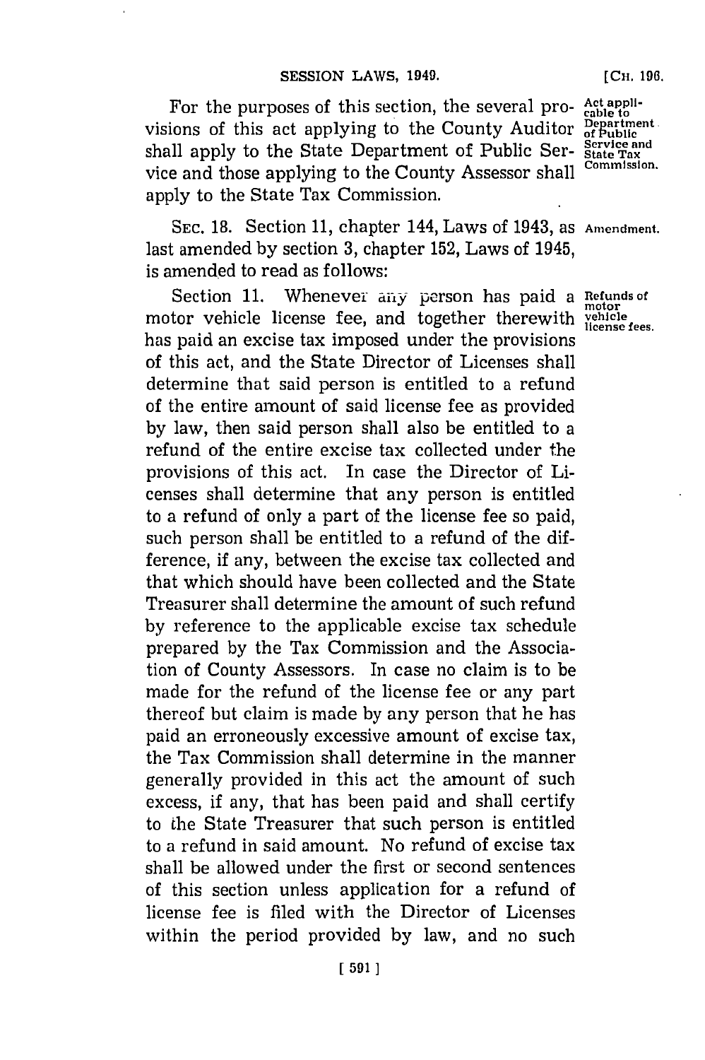For the purposes of this section, the several provisions of this act applying to the County Auditor shall apply to the State Department of Public Service and those applying to the County Assessor shall apply to the State Tax Commission.

*Act applicable to Department of Public Service and State Tax Commission.*

SEC. 18. Section 11, chapter 144, Laws of 1943, as last amended by section 3, chapter 152, Laws of 1945, is amended to read as follows:

*Amendment.*

Section 11. Whenever any person has paid a motor vehicle license fee, and together therewith has paid an excise tax imposed under the provisions of this act, and the State Director of Licenses shall determine that said person is entitled to a refund of the entire amount of said license fee as provided by law, then said person shall also be entitled to a refund of the entire excise tax collected under the provisions of this act. In case the Director of Licenses shall determine that any person is entitled to a refund of only a part of the license fee so paid, such person shall be entitled to a refund of the difference, if any, between the excise tax collected and that which should have been collected and the State Treasurer shall determine the amount of such refund by reference to the applicable excise tax schedule prepared by the Tax Commission and the Association of County Assessors. In case no claim is to be made for the refund of the license fee or any part thereof but claim is made by any person that he has paid an erroneously excessive amount of excise tax, the Tax Commission shall determine in the manner generally provided in this act the amount of such excess, if any, that has been paid and shall certify to the State Treasurer that such person is entitled to a refund in said amount. No refund of excise tax shall be allowed under the first or second sentences of this section unless application for a refund of license fee is filed with the Director of Licenses within the period provided by law, and no such

*Refunds of motor vehicle license fees.*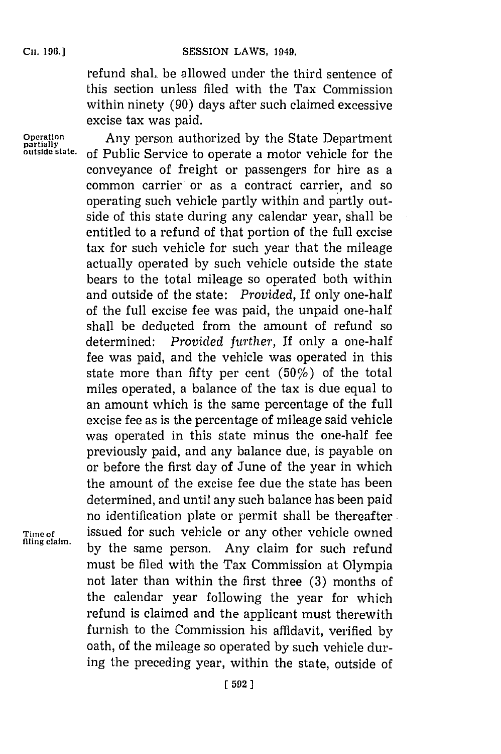refund shall be allowed under the third sentence of this section unless filed with the Tax Commission within ninety (90) days after such claimed excessive excise tax was paid.

**Operation partially outside state.** Any person authorized by the State Department of Public Service to operate a motor vehicle for the conveyance of freight or passengers for hire as a common carrier or as a contract carrier, and so operating such vehicle partly within and partly outside of this state during any calendar year, shall be entitled to a refund of that portion of the full excise tax for such vehicle for such year that the mileage actually operated by such vehicle outside the state bears to the total mileage so operated both within and outside of the state: *Provided,* If only one-half of the full excise fee was paid, the unpaid one-half shall be deducted from the amount of refund so determined: *Provided further,* If only a one-half fee was paid, and the vehicle was operated in this state more than fifty per cent (50%) of the total miles operated, a balance of the tax is due equal to an amount which is the same percentage of the full excise fee as is the percentage of mileage said vehicle was operated in this state minus the one-half fee previously paid, and any balance due, is payable on or before the first day of June of the year in which the amount of the excise fee due the state has been determined, and until any such balance has been paid no identification plate or permit shall be thereafter issued for such vehicle or any other vehicle owned by the same person. **Time of filing claim.** Any claim for such refund must be filed with the Tax Commission at Olympia not later than within the first three (3) months of the calendar year following the year for which refund is claimed and the applicant must therewith furnish to the Commission his affidavit, verified by oath, of the mileage so operated by such vehicle during the preceding year, within the state, outside of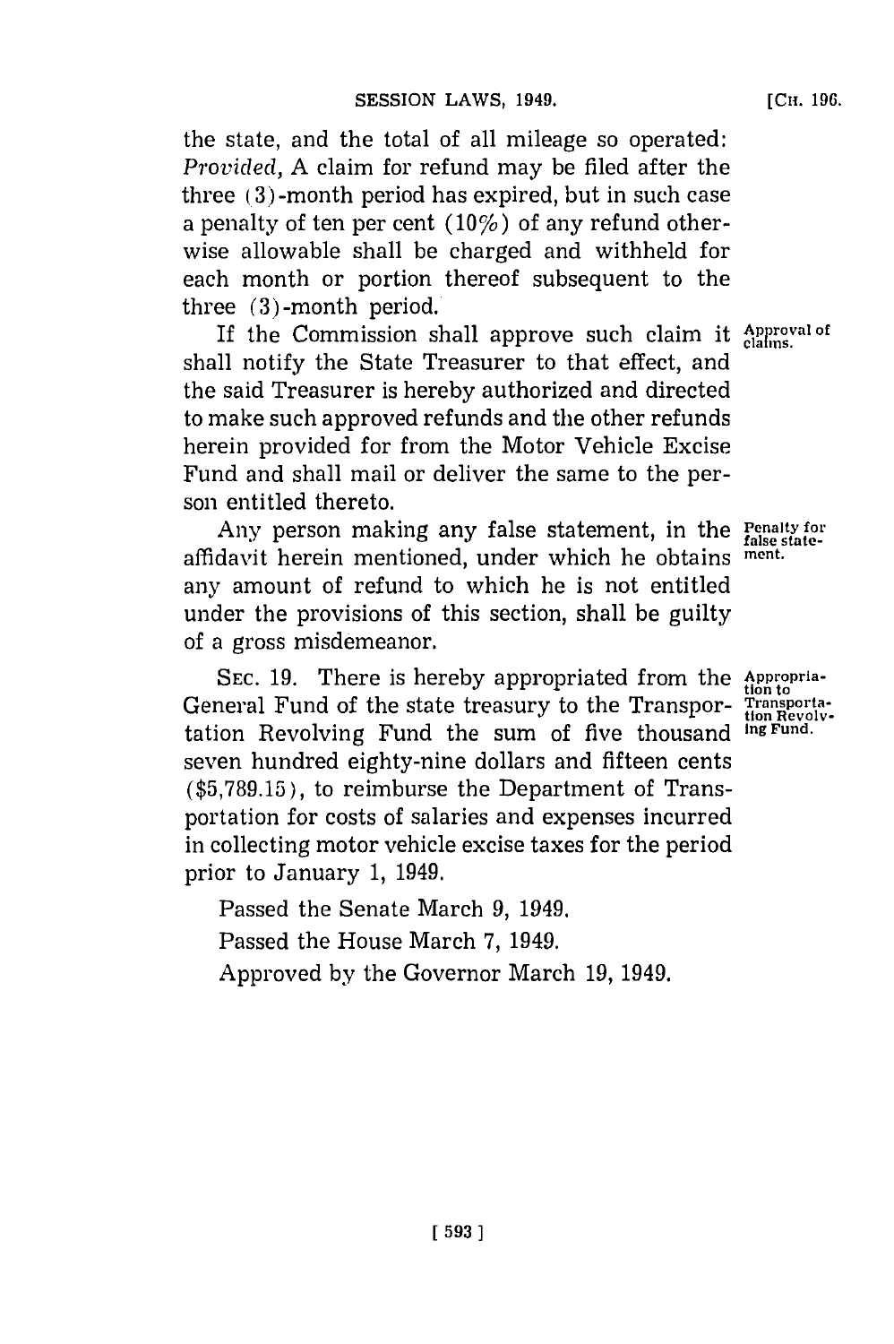the state, and the total of all mileage so operated: *Provided*, A claim for refund may be filed after the three (3)-month period has expired, but in such case a penalty of ten per cent (10%) of any refund otherwise allowable shall be charged and withheld for each month or portion thereof subsequent to the three (3)-month period.

Approval of claims.

If the Commission shall approve such claim it shall notify the State Treasurer to that effect, and the said Treasurer is hereby authorized and directed to make such approved refunds and the other refunds herein provided for from the Motor Vehicle Excise Fund and shall mail or deliver the same to the person entitled thereto.

Penalty for false statement.

Any person making any false statement, in the affidavit herein mentioned, under which he obtains any amount of refund to which he is not entitled under the provisions of this section, shall be guilty of a gross misdemeanor.

Appropriation to Transportation Revolving Fund.

SEC. 19. There is hereby appropriated from the General Fund of the state treasury to the Transportation Revolving Fund the sum of five thousand seven hundred eighty-nine dollars and fifteen cents ($5,789.15), to reimburse the Department of Transportation for costs of salaries and expenses incurred in collecting motor vehicle excise taxes for the period prior to January 1, 1949.

Passed the Senate March 9, 1949.

Passed the House March 7, 1949.

Approved by the Governor March 19, 1949.